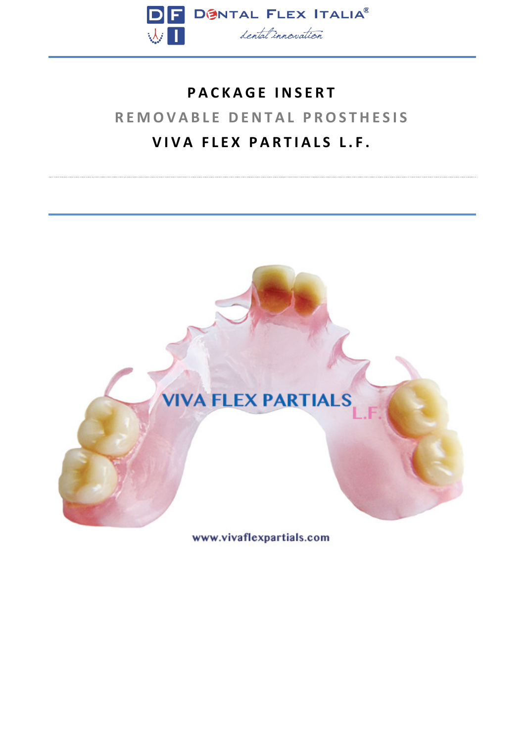# PACKAGE INSERT

## REMOVABLE DENTAL PROSTHESIS

## VIVA FLEX PARTIALS L.F.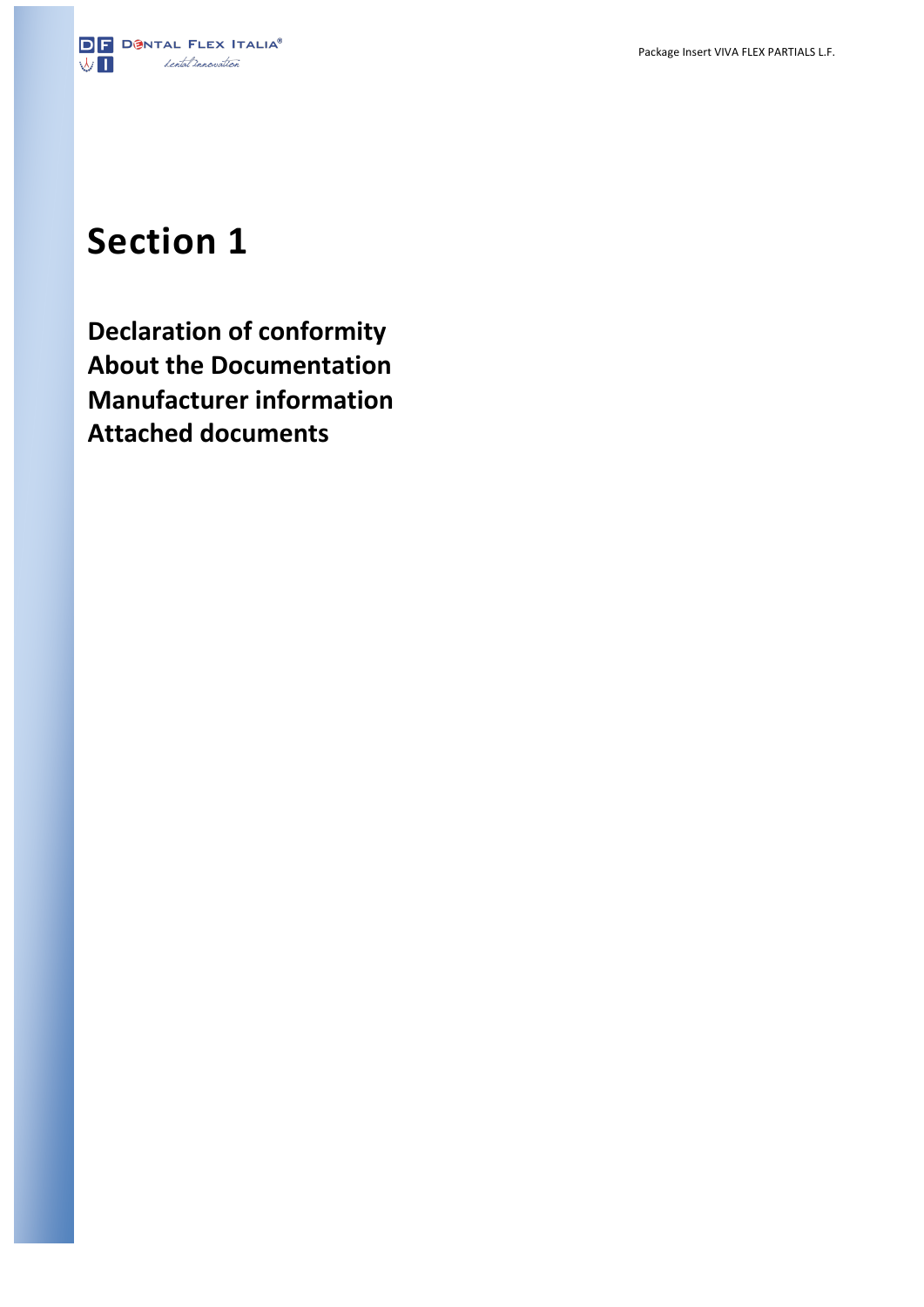# Section 1

**Declaration of conformity**
**About the Documentation**
**Manufacturer information**
**Attached documents**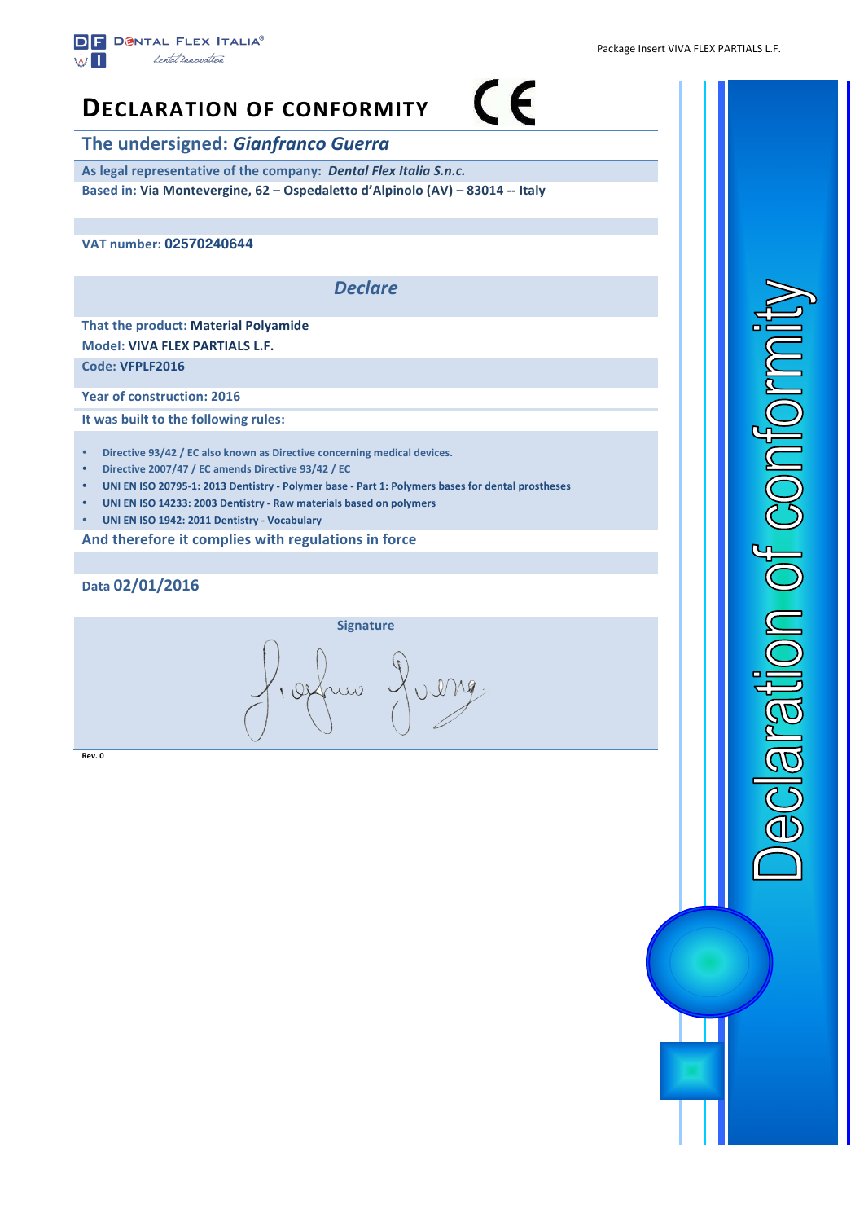# DECLARATION OF CONFORMITY

## The undersigned: *Gianfranco Guerra*

As legal representative of the company: ***Dental Flex Italia S.n.c.***

Based in: **Via Montevergine, 62 – Ospedaletto d'Alpinolo (AV) – 83014 -- Italy**

VAT number: **02570240644**

### *Declare*

That the product: **Material Polyamide**

Model: **VIVA FLEX PARTIALS L.F.**

Code: VFPLF2016

Year of construction: 2016

It was built to the following rules:

- Directive 93/42 / EC also known as Directive concerning medical devices.
- Directive 2007/47 / EC amends Directive 93/42 / EC
- UNI EN ISO 20795-1: 2013 Dentistry - Polymer base - Part 1: Polymers bases for dental prostheses
- UNI EN ISO 14233: 2003 Dentistry - Raw materials based on polymers
- UNI EN ISO 1942: 2011 Dentistry - Vocabulary

And therefore it complies with regulations in force

Data 02/01/2016

Signature

Rev. 0

Declaration of conformity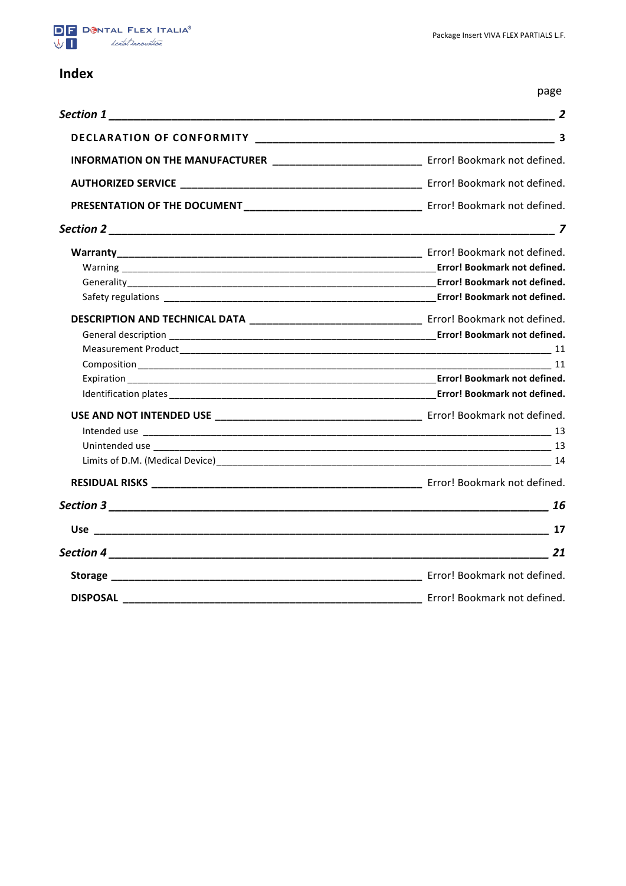# Index

page

| | |
|---|---|
| ***Section 1*** | ***2*** |
| **DECLARATION OF CONFORMITY** | **3** |
| **INFORMATION ON THE MANUFACTURER** | Error! Bookmark not defined. |
| **AUTHORIZED SERVICE** | Error! Bookmark not defined. |
| **PRESENTATION OF THE DOCUMENT** | Error! Bookmark not defined. |
| ***Section 2*** | ***7*** |
| **Warranty** | Error! Bookmark not defined. |
| Warning | **Error! Bookmark not defined.** |
| Generality | **Error! Bookmark not defined.** |
| Safety regulations | **Error! Bookmark not defined.** |
| **DESCRIPTION AND TECHNICAL DATA** | Error! Bookmark not defined. |
| General description | **Error! Bookmark not defined.** |
| Measurement Product | 11 |
| Composition | 11 |
| Expiration | **Error! Bookmark not defined.** |
| Identification plates | **Error! Bookmark not defined.** |
| **USE AND NOT INTENDED USE** | Error! Bookmark not defined. |
| Intended use | 13 |
| Unintended use | 13 |
| Limits of D.M. (Medical Device) | 14 |
| **RESIDUAL RISKS** | Error! Bookmark not defined. |
| ***Section 3*** | ***16*** |
| **Use** | **17** |
| ***Section 4*** | ***21*** |
| **Storage** | Error! Bookmark not defined. |
| **DISPOSAL** | Error! Bookmark not defined. |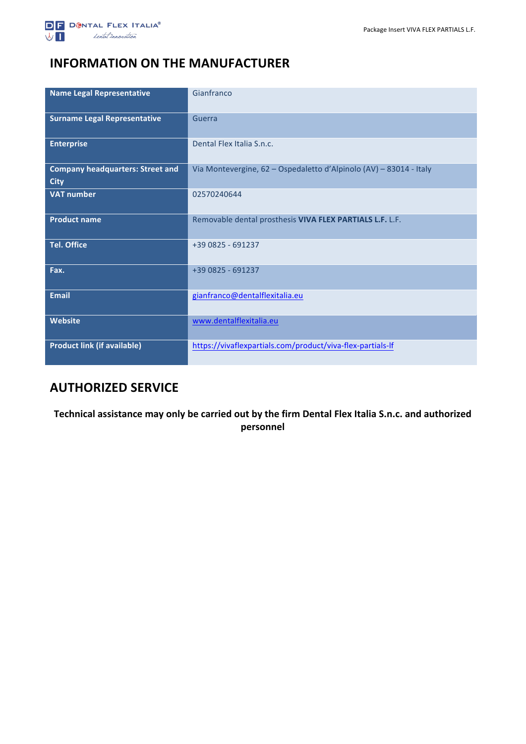# INFORMATION ON THE MANUFACTURER

| | |
|---|---|
| **Name Legal Representative** | Gianfranco |
| **Surname Legal Representative** | Guerra |
| **Enterprise** | Dental Flex Italia S.n.c. |
| **Company headquarters: Street and City** | Via Montevergine, 62 – Ospedaletto d'Alpinolo (AV) – 83014 - Italy |
| **VAT number** | 02570240644 |
| **Product name** | Removable dental prosthesis **VIVA FLEX PARTIALS L.F.** L.F. |
| **Tel. Office** | +39 0825 - 691237 |
| **Fax.** | +39 0825 - 691237 |
| **Email** | gianfranco@dentalflexitalia.eu |
| **Website** | www.dentalflexitalia.eu |
| **Product link (if available)** | https://vivaflexpartials.com/product/viva-flex-partials-lf |

# AUTHORIZED SERVICE

**Technical assistance may only be carried out by the firm Dental Flex Italia S.n.c. and authorized personnel**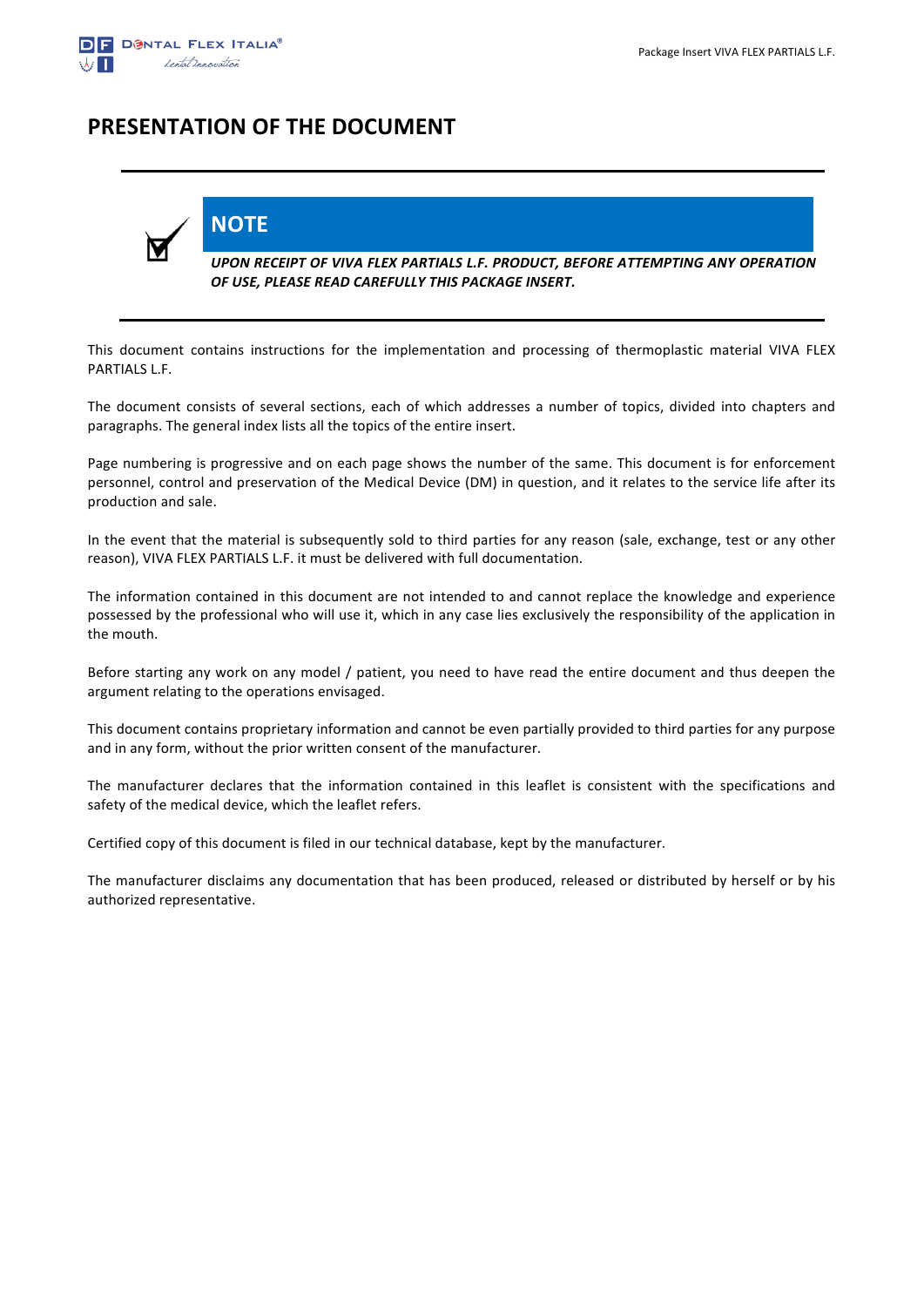# PRESENTATION OF THE DOCUMENT

---

## NOTE

***UPON RECEIPT OF VIVA FLEX PARTIALS L.F. PRODUCT, BEFORE ATTEMPTING ANY OPERATION OF USE, PLEASE READ CAREFULLY THIS PACKAGE INSERT.***

---

This document contains instructions for the implementation and processing of thermoplastic material VIVA FLEX PARTIALS L.F.

The document consists of several sections, each of which addresses a number of topics, divided into chapters and paragraphs. The general index lists all the topics of the entire insert.

Page numbering is progressive and on each page shows the number of the same. This document is for enforcement personnel, control and preservation of the Medical Device (DM) in question, and it relates to the service life after its production and sale.

In the event that the material is subsequently sold to third parties for any reason (sale, exchange, test or any other reason), VIVA FLEX PARTIALS L.F. it must be delivered with full documentation.

The information contained in this document are not intended to and cannot replace the knowledge and experience possessed by the professional who will use it, which in any case lies exclusively the responsibility of the application in the mouth.

Before starting any work on any model / patient, you need to have read the entire document and thus deepen the argument relating to the operations envisaged.

This document contains proprietary information and cannot be even partially provided to third parties for any purpose and in any form, without the prior written consent of the manufacturer.

The manufacturer declares that the information contained in this leaflet is consistent with the specifications and safety of the medical device, which the leaflet refers.

Certified copy of this document is filed in our technical database, kept by the manufacturer.

The manufacturer disclaims any documentation that has been produced, released or distributed by herself or by his authorized representative.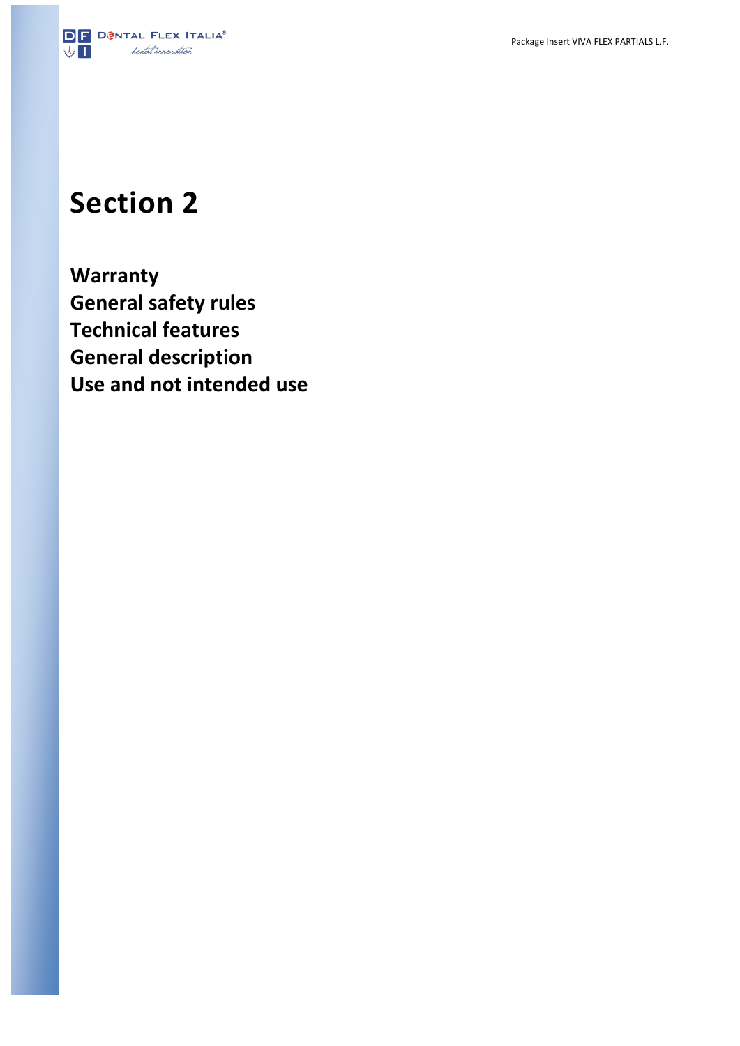# Section 2

**Warranty**
**General safety rules**
**Technical features**
**General description**
**Use and not intended use**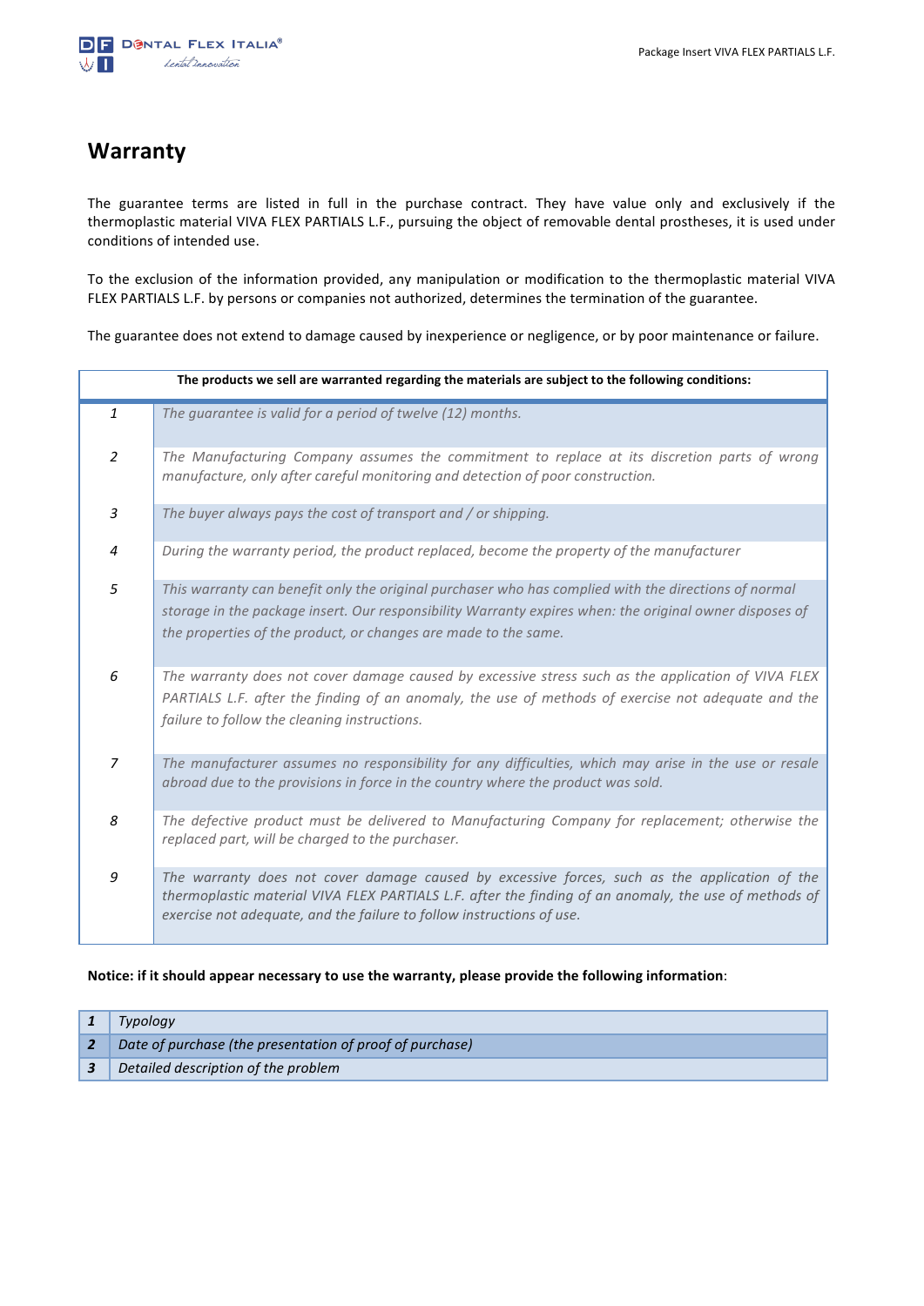# Warranty

The guarantee terms are listed in full in the purchase contract. They have value only and exclusively if the thermoplastic material VIVA FLEX PARTIALS L.F., pursuing the object of removable dental prostheses, it is used under conditions of intended use.

To the exclusion of the information provided, any manipulation or modification to the thermoplastic material VIVA FLEX PARTIALS L.F. by persons or companies not authorized, determines the termination of the guarantee.

The guarantee does not extend to damage caused by inexperience or negligence, or by poor maintenance or failure.

| The products we sell are warranted regarding the materials are subject to the following conditions: | |
|---|---|
| 1 | *The guarantee is valid for a period of twelve (12) months.* |
| 2 | *The Manufacturing Company assumes the commitment to replace at its discretion parts of wrong manufacture, only after careful monitoring and detection of poor construction.* |
| 3 | *The buyer always pays the cost of transport and / or shipping.* |
| 4 | *During the warranty period, the product replaced, become the property of the manufacturer* |
| 5 | *This warranty can benefit only the original purchaser who has complied with the directions of normal storage in the package insert. Our responsibility Warranty expires when: the original owner disposes of the properties of the product, or changes are made to the same.* |
| 6 | *The warranty does not cover damage caused by excessive stress such as the application of VIVA FLEX PARTIALS L.F. after the finding of an anomaly, the use of methods of exercise not adequate and the failure to follow the cleaning instructions.* |
| 7 | *The manufacturer assumes no responsibility for any difficulties, which may arise in the use or resale abroad due to the provisions in force in the country where the product was sold.* |
| 8 | *The defective product must be delivered to Manufacturing Company for replacement; otherwise the replaced part, will be charged to the purchaser.* |
| 9 | *The warranty does not cover damage caused by excessive forces, such as the application of the thermoplastic material VIVA FLEX PARTIALS L.F. after the finding of an anomaly, the use of methods of exercise not adequate, and the failure to follow instructions of use.* |

**Notice: if it should appear necessary to use the warranty, please provide the following information**:

| | |
|---|---|
| **1** | *Typology* |
| **2** | *Date of purchase (the presentation of proof of purchase)* |
| **3** | *Detailed description of the problem* |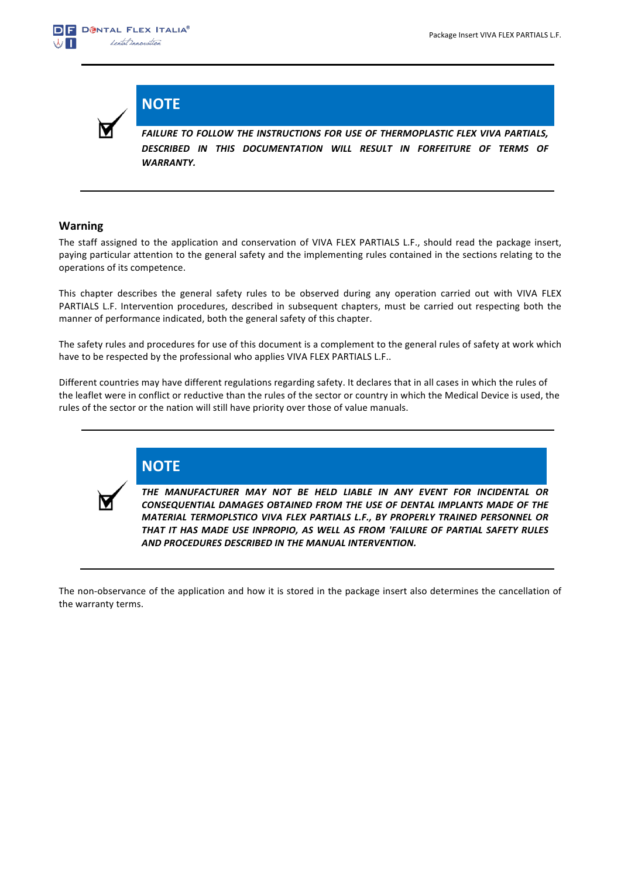## NOTE

***FAILURE TO FOLLOW THE INSTRUCTIONS FOR USE OF THERMOPLASTIC FLEX VIVA PARTIALS, DESCRIBED IN THIS DOCUMENTATION WILL RESULT IN FORFEITURE OF TERMS OF WARRANTY.***

## Warning

The staff assigned to the application and conservation of VIVA FLEX PARTIALS L.F., should read the package insert, paying particular attention to the general safety and the implementing rules contained in the sections relating to the operations of its competence.

This chapter describes the general safety rules to be observed during any operation carried out with VIVA FLEX PARTIALS L.F. Intervention procedures, described in subsequent chapters, must be carried out respecting both the manner of performance indicated, both the general safety of this chapter.

The safety rules and procedures for use of this document is a complement to the general rules of safety at work which have to be respected by the professional who applies VIVA FLEX PARTIALS L.F..

Different countries may have different regulations regarding safety. It declares that in all cases in which the rules of the leaflet were in conflict or reductive than the rules of the sector or country in which the Medical Device is used, the rules of the sector or the nation will still have priority over those of value manuals.

## NOTE

***THE MANUFACTURER MAY NOT BE HELD LIABLE IN ANY EVENT FOR INCIDENTAL OR CONSEQUENTIAL DAMAGES OBTAINED FROM THE USE OF DENTAL IMPLANTS MADE OF THE MATERIAL TERMOPLSTICO VIVA FLEX PARTIALS L.F., BY PROPERLY TRAINED PERSONNEL OR THAT IT HAS MADE USE INPROPIO, AS WELL AS FROM 'FAILURE OF PARTIAL SAFETY RULES AND PROCEDURES DESCRIBED IN THE MANUAL INTERVENTION.***

The non-observance of the application and how it is stored in the package insert also determines the cancellation of the warranty terms.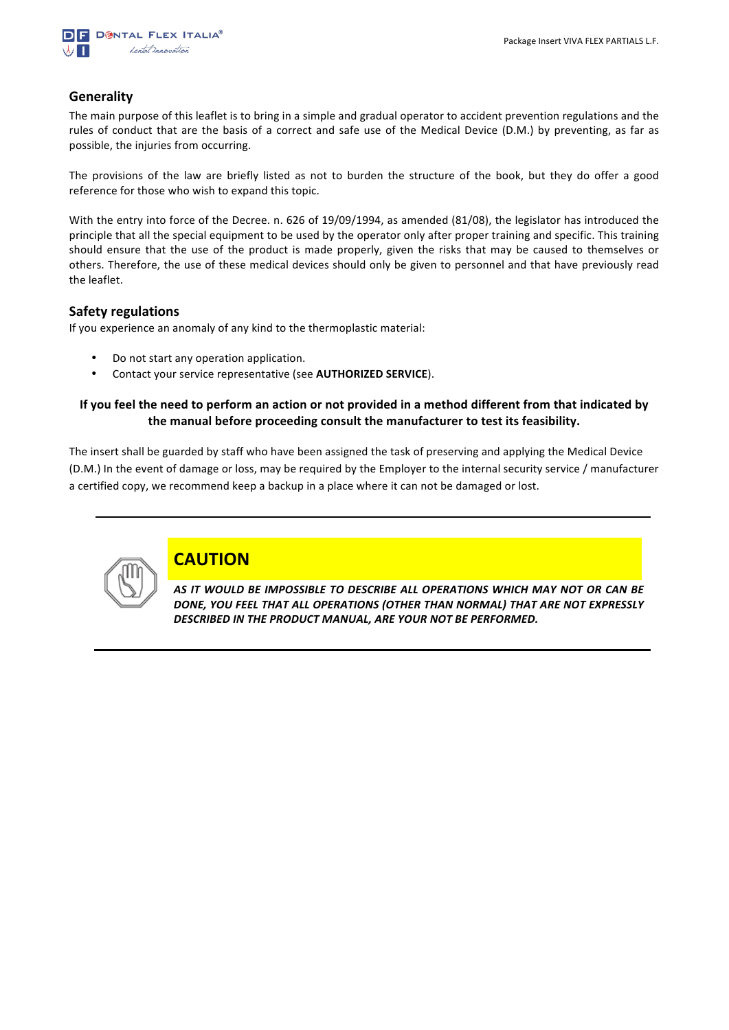## Generality

The main purpose of this leaflet is to bring in a simple and gradual operator to accident prevention regulations and the rules of conduct that are the basis of a correct and safe use of the Medical Device (D.M.) by preventing, as far as possible, the injuries from occurring.

The provisions of the law are briefly listed as not to burden the structure of the book, but they do offer a good reference for those who wish to expand this topic.

With the entry into force of the Decree. n. 626 of 19/09/1994, as amended (81/08), the legislator has introduced the principle that all the special equipment to be used by the operator only after proper training and specific. This training should ensure that the use of the product is made properly, given the risks that may be caused to themselves or others. Therefore, the use of these medical devices should only be given to personnel and that have previously read the leaflet.

## Safety regulations

If you experience an anomaly of any kind to the thermoplastic material:

- Do not start any operation application.
- Contact your service representative (see **AUTHORIZED SERVICE**).

**If you feel the need to perform an action or not provided in a method different from that indicated by the manual before proceeding consult the manufacturer to test its feasibility.**

The insert shall be guarded by staff who have been assigned the task of preserving and applying the Medical Device (D.M.) In the event of damage or loss, may be required by the Employer to the internal security service / manufacturer a certified copy, we recommend keep a backup in a place where it can not be damaged or lost.

---

## CAUTION

***AS IT WOULD BE IMPOSSIBLE TO DESCRIBE ALL OPERATIONS WHICH MAY NOT OR CAN BE DONE, YOU FEEL THAT ALL OPERATIONS (OTHER THAN NORMAL) THAT ARE NOT EXPRESSLY DESCRIBED IN THE PRODUCT MANUAL, ARE YOUR NOT BE PERFORMED.***

---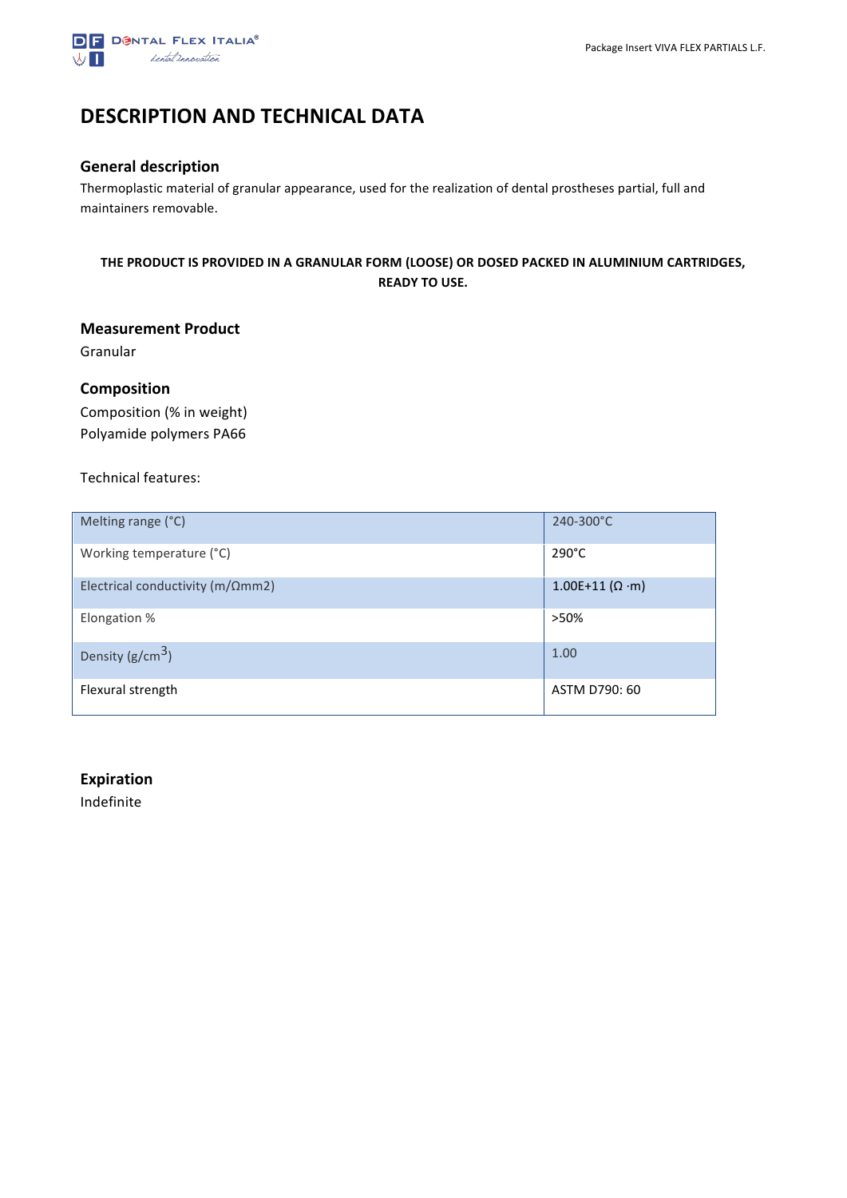# DESCRIPTION AND TECHNICAL DATA

## General description

Thermoplastic material of granular appearance, used for the realization of dental prostheses partial, full and maintainers removable.

**THE PRODUCT IS PROVIDED IN A GRANULAR FORM (LOOSE) OR DOSED PACKED IN ALUMINIUM CARTRIDGES, READY TO USE.**

## Measurement Product

Granular

## Composition

Composition (% in weight)
Polyamide polymers PA66

Technical features:

| | |
|---|---|
| Melting range (°C) | 240-300°C |
| Working temperature (°C) | 290°C |
| Electrical conductivity (m/Ωmm2) | 1.00E+11 (Ω ·m) |
| Elongation % | >50% |
| Density (g/cm$^3$) | 1.00 |
| Flexural strength | ASTM D790: 60 |

## Expiration

Indefinite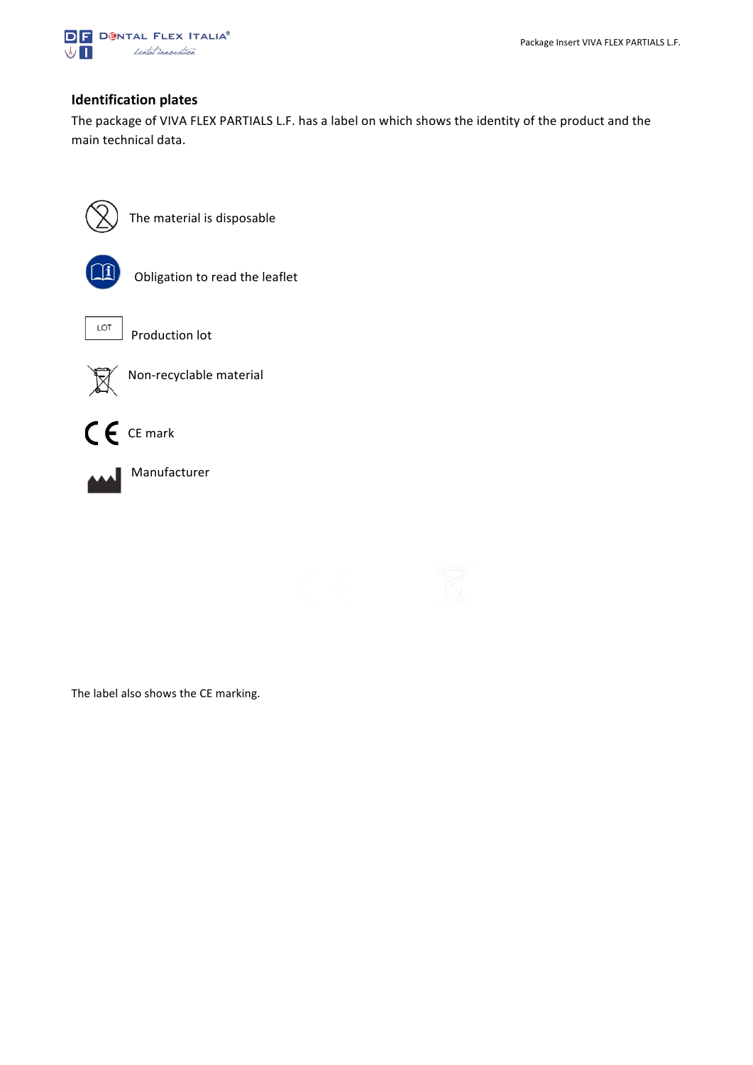## Identification plates

The package of VIVA FLEX PARTIALS L.F. has a label on which shows the identity of the product and the main technical data.

The material is disposable

Obligation to read the leaflet

LOT Production lot

Non-recyclable material

CE mark

Manufacturer

The label also shows the CE marking.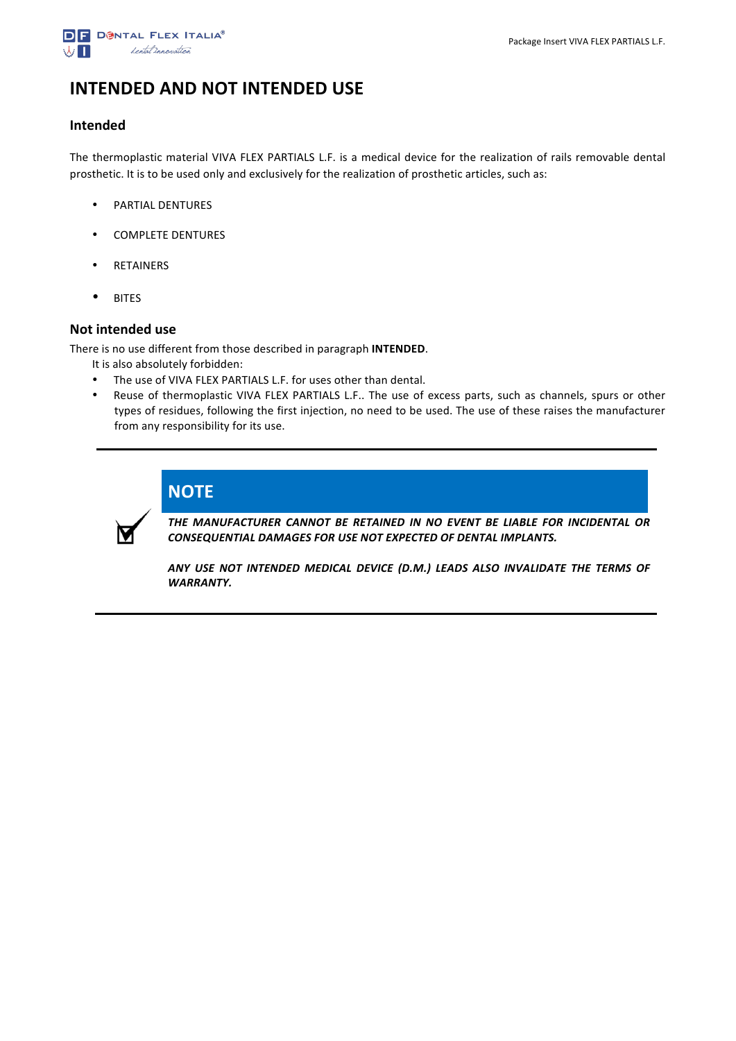# INTENDED AND NOT INTENDED USE

## Intended

The thermoplastic material VIVA FLEX PARTIALS L.F. is a medical device for the realization of rails removable dental prosthetic. It is to be used only and exclusively for the realization of prosthetic articles, such as:

- PARTIAL DENTURES
- COMPLETE DENTURES
- RETAINERS
- BITES

## Not intended use

There is no use different from those described in paragraph **INTENDED**.

It is also absolutely forbidden:

- The use of VIVA FLEX PARTIALS L.F. for uses other than dental.
- Reuse of thermoplastic VIVA FLEX PARTIALS L.F.. The use of excess parts, such as channels, spurs or other types of residues, following the first injection, no need to be used. The use of these raises the manufacturer from any responsibility for its use.

---

### NOTE

***THE MANUFACTURER CANNOT BE RETAINED IN NO EVENT BE LIABLE FOR INCIDENTAL OR CONSEQUENTIAL DAMAGES FOR USE NOT EXPECTED OF DENTAL IMPLANTS.***

***ANY USE NOT INTENDED MEDICAL DEVICE (D.M.) LEADS ALSO INVALIDATE THE TERMS OF WARRANTY.***

---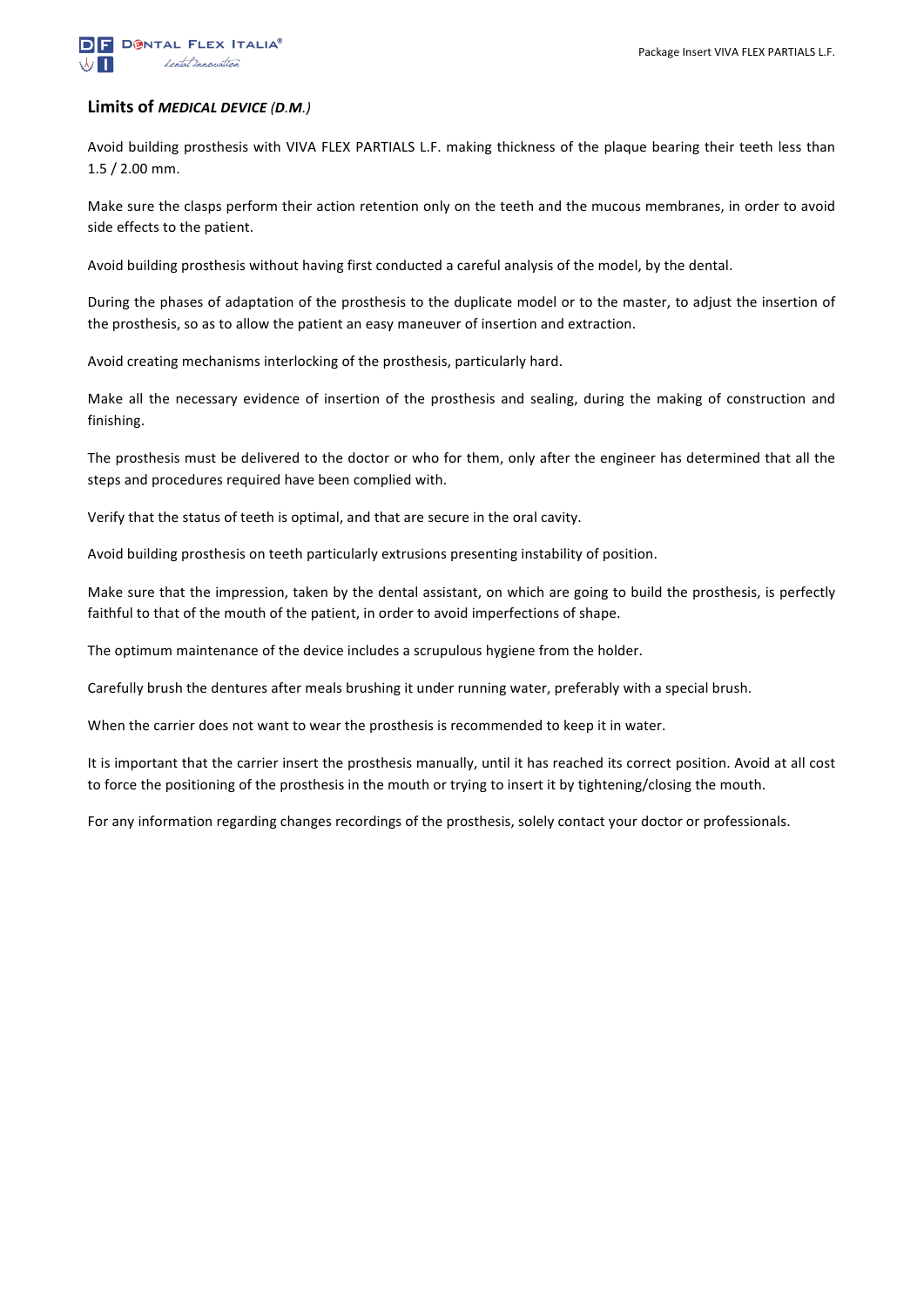## Limits of ***MEDICAL DEVICE (D.M.)***

Avoid building prosthesis with VIVA FLEX PARTIALS L.F. making thickness of the plaque bearing their teeth less than 1.5 / 2.00 mm.

Make sure the clasps perform their action retention only on the teeth and the mucous membranes, in order to avoid side effects to the patient.

Avoid building prosthesis without having first conducted a careful analysis of the model, by the dental.

During the phases of adaptation of the prosthesis to the duplicate model or to the master, to adjust the insertion of the prosthesis, so as to allow the patient an easy maneuver of insertion and extraction.

Avoid creating mechanisms interlocking of the prosthesis, particularly hard.

Make all the necessary evidence of insertion of the prosthesis and sealing, during the making of construction and finishing.

The prosthesis must be delivered to the doctor or who for them, only after the engineer has determined that all the steps and procedures required have been complied with.

Verify that the status of teeth is optimal, and that are secure in the oral cavity.

Avoid building prosthesis on teeth particularly extrusions presenting instability of position.

Make sure that the impression, taken by the dental assistant, on which are going to build the prosthesis, is perfectly faithful to that of the mouth of the patient, in order to avoid imperfections of shape.

The optimum maintenance of the device includes a scrupulous hygiene from the holder.

Carefully brush the dentures after meals brushing it under running water, preferably with a special brush.

When the carrier does not want to wear the prosthesis is recommended to keep it in water.

It is important that the carrier insert the prosthesis manually, until it has reached its correct position. Avoid at all cost to force the positioning of the prosthesis in the mouth or trying to insert it by tightening/closing the mouth.

For any information regarding changes recordings of the prosthesis, solely contact your doctor or professionals.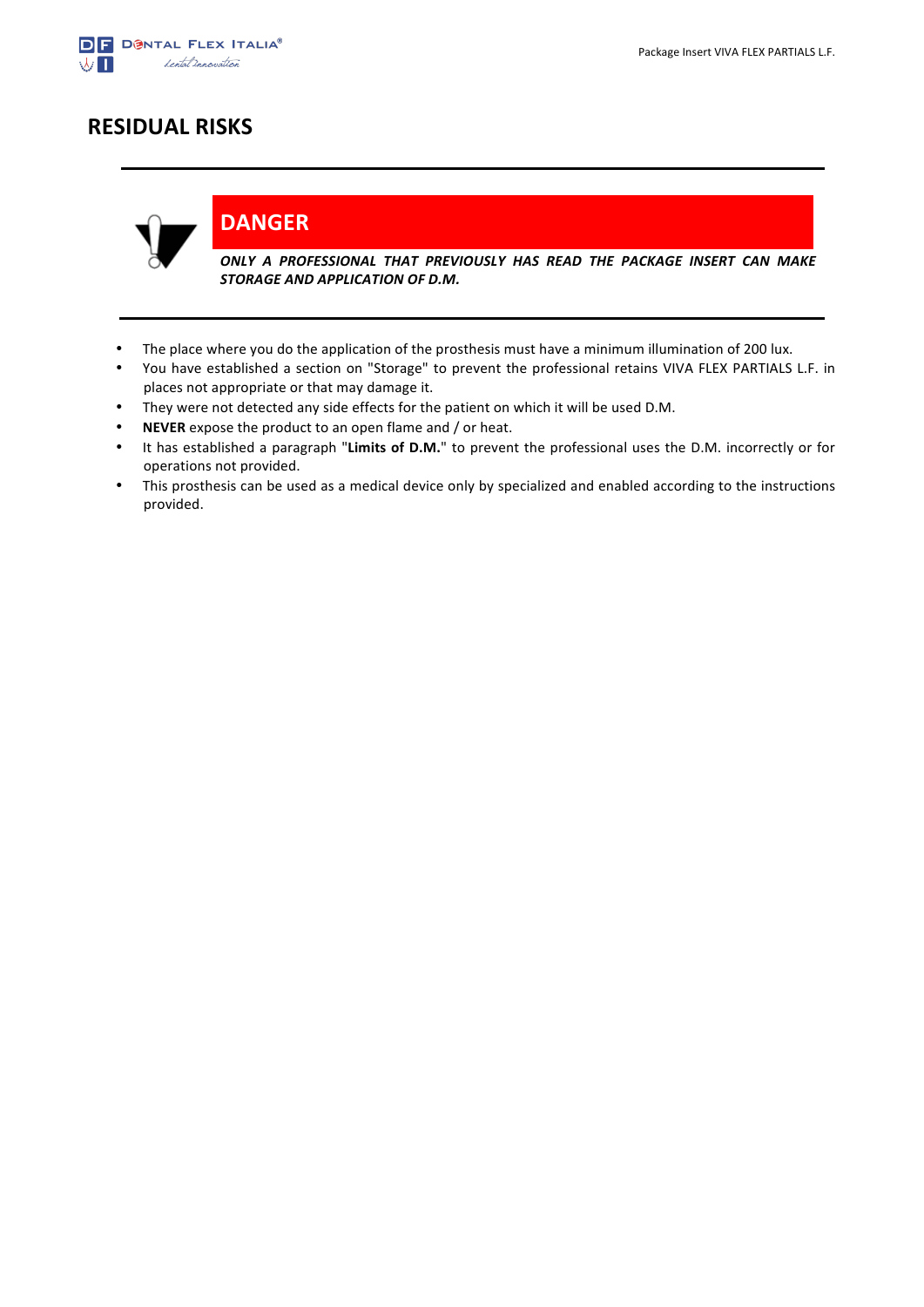## RESIDUAL RISKS

**DANGER**

***ONLY A PROFESSIONAL THAT PREVIOUSLY HAS READ THE PACKAGE INSERT CAN MAKE STORAGE AND APPLICATION OF D.M.***

- The place where you do the application of the prosthesis must have a minimum illumination of 200 lux.
- You have established a section on "Storage" to prevent the professional retains VIVA FLEX PARTIALS L.F. in places not appropriate or that may damage it.
- They were not detected any side effects for the patient on which it will be used D.M.
- **NEVER** expose the product to an open flame and / or heat.
- It has established a paragraph "**Limits of D.M.**" to prevent the professional uses the D.M. incorrectly or for operations not provided.
- This prosthesis can be used as a medical device only by specialized and enabled according to the instructions provided.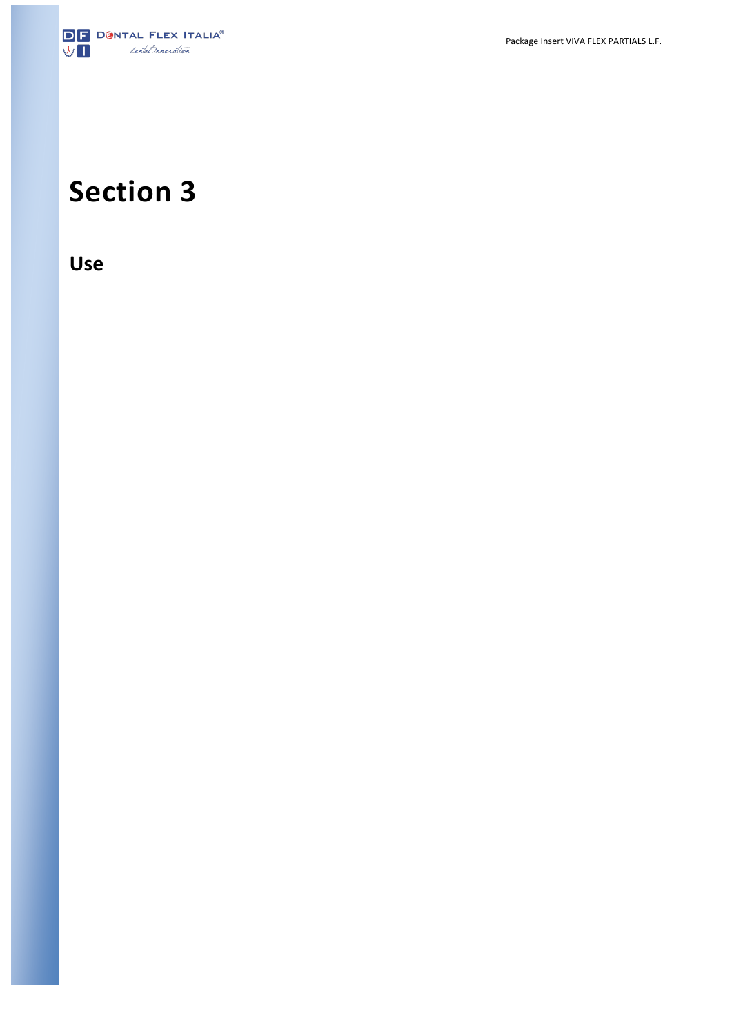# Section 3

## Use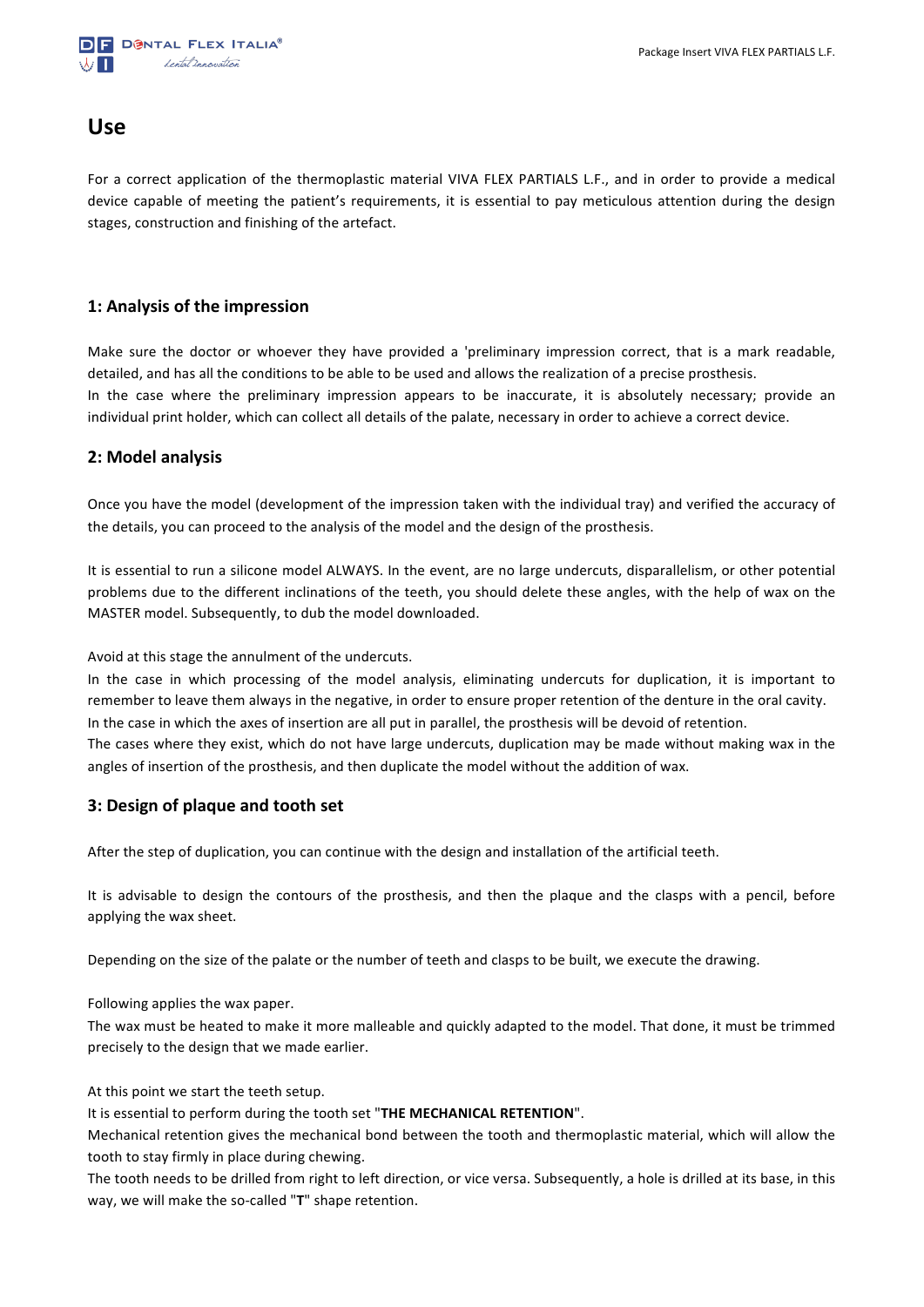# Use

For a correct application of the thermoplastic material VIVA FLEX PARTIALS L.F., and in order to provide a medical device capable of meeting the patient's requirements, it is essential to pay meticulous attention during the design stages, construction and finishing of the artefact.

## 1: Analysis of the impression

Make sure the doctor or whoever they have provided a 'preliminary impression correct, that is a mark readable, detailed, and has all the conditions to be able to be used and allows the realization of a precise prosthesis.
In the case where the preliminary impression appears to be inaccurate, it is absolutely necessary; provide an individual print holder, which can collect all details of the palate, necessary in order to achieve a correct device.

## 2: Model analysis

Once you have the model (development of the impression taken with the individual tray) and verified the accuracy of the details, you can proceed to the analysis of the model and the design of the prosthesis.

It is essential to run a silicone model ALWAYS. In the event, are no large undercuts, disparallelism, or other potential problems due to the different inclinations of the teeth, you should delete these angles, with the help of wax on the MASTER model. Subsequently, to dub the model downloaded.

Avoid at this stage the annulment of the undercuts.
In the case in which processing of the model analysis, eliminating undercuts for duplication, it is important to remember to leave them always in the negative, in order to ensure proper retention of the denture in the oral cavity.
In the case in which the axes of insertion are all put in parallel, the prosthesis will be devoid of retention.
The cases where they exist, which do not have large undercuts, duplication may be made without making wax in the angles of insertion of the prosthesis, and then duplicate the model without the addition of wax.

## 3: Design of plaque and tooth set

After the step of duplication, you can continue with the design and installation of the artificial teeth.

It is advisable to design the contours of the prosthesis, and then the plaque and the clasps with a pencil, before applying the wax sheet.

Depending on the size of the palate or the number of teeth and clasps to be built, we execute the drawing.

Following applies the wax paper.
The wax must be heated to make it more malleable and quickly adapted to the model. That done, it must be trimmed precisely to the design that we made earlier.

At this point we start the teeth setup.
It is essential to perform during the tooth set "**THE MECHANICAL RETENTION**".
Mechanical retention gives the mechanical bond between the tooth and thermoplastic material, which will allow the tooth to stay firmly in place during chewing.
The tooth needs to be drilled from right to left direction, or vice versa. Subsequently, a hole is drilled at its base, in this way, we will make the so-called "**T**" shape retention.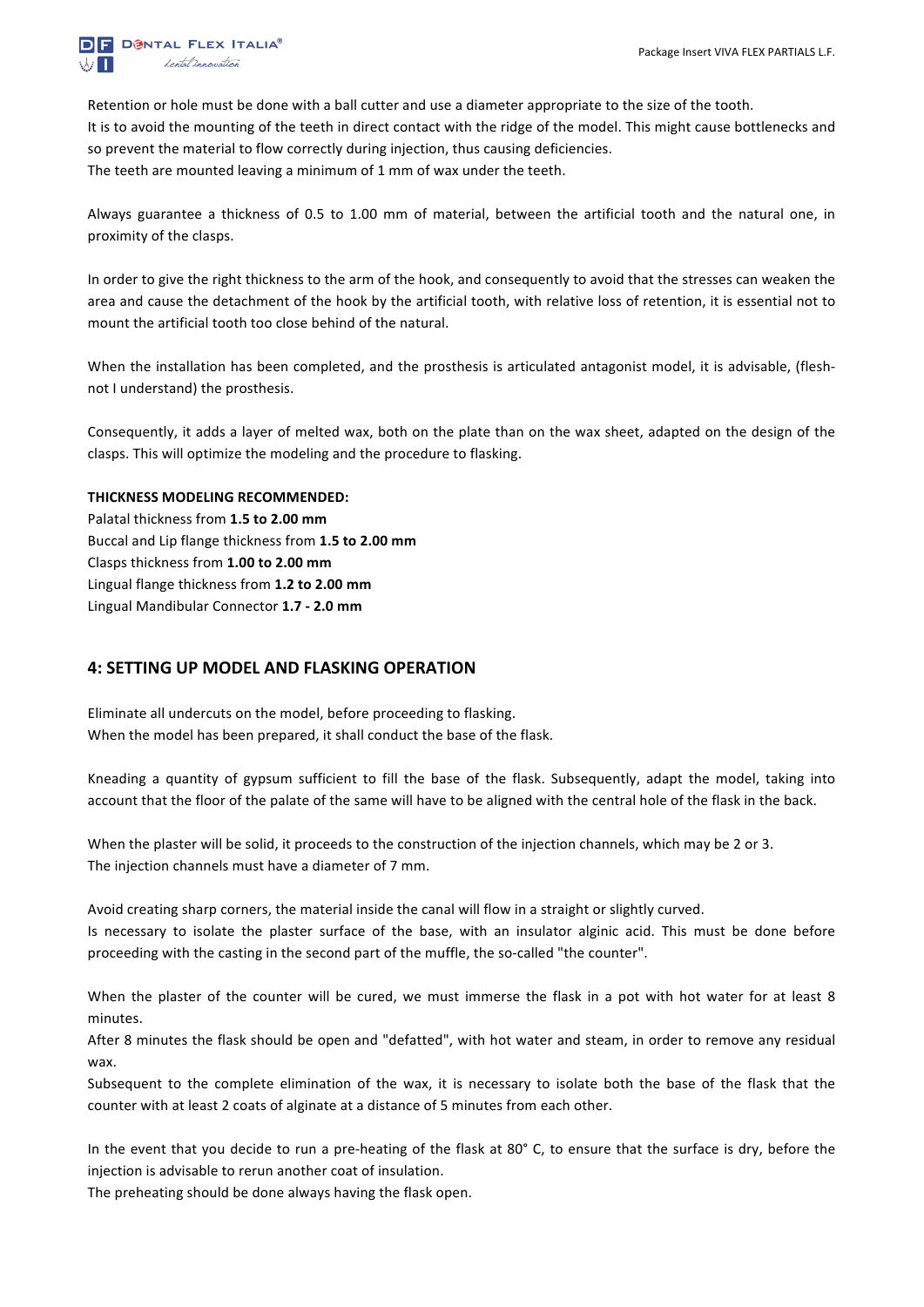Retention or hole must be done with a ball cutter and use a diameter appropriate to the size of the tooth.
It is to avoid the mounting of the teeth in direct contact with the ridge of the model. This might cause bottlenecks and so prevent the material to flow correctly during injection, thus causing deficiencies.
The teeth are mounted leaving a minimum of 1 mm of wax under the teeth.

Always guarantee a thickness of 0.5 to 1.00 mm of material, between the artificial tooth and the natural one, in proximity of the clasps.

In order to give the right thickness to the arm of the hook, and consequently to avoid that the stresses can weaken the area and cause the detachment of the hook by the artificial tooth, with relative loss of retention, it is essential not to mount the artificial tooth too close behind of the natural.

When the installation has been completed, and the prosthesis is articulated antagonist model, it is advisable, (flesh-not I understand) the prosthesis.

Consequently, it adds a layer of melted wax, both on the plate than on the wax sheet, adapted on the design of the clasps. This will optimize the modeling and the procedure to flasking.

**THICKNESS MODELING RECOMMENDED:**
Palatal thickness from **1.5 to 2.00 mm**
Buccal and Lip flange thickness from **1.5 to 2.00 mm**
Clasps thickness from **1.00 to 2.00 mm**
Lingual flange thickness from **1.2 to 2.00 mm**
Lingual Mandibular Connector **1.7 - 2.0 mm**

## 4: SETTING UP MODEL AND FLASKING OPERATION

Eliminate all undercuts on the model, before proceeding to flasking.
When the model has been prepared, it shall conduct the base of the flask.

Kneading a quantity of gypsum sufficient to fill the base of the flask. Subsequently, adapt the model, taking into account that the floor of the palate of the same will have to be aligned with the central hole of the flask in the back.

When the plaster will be solid, it proceeds to the construction of the injection channels, which may be 2 or 3.
The injection channels must have a diameter of 7 mm.

Avoid creating sharp corners, the material inside the canal will flow in a straight or slightly curved.
Is necessary to isolate the plaster surface of the base, with an insulator alginic acid. This must be done before proceeding with the casting in the second part of the muffle, the so-called "the counter".

When the plaster of the counter will be cured, we must immerse the flask in a pot with hot water for at least 8 minutes.
After 8 minutes the flask should be open and "defatted", with hot water and steam, in order to remove any residual wax.
Subsequent to the complete elimination of the wax, it is necessary to isolate both the base of the flask that the counter with at least 2 coats of alginate at a distance of 5 minutes from each other.

In the event that you decide to run a pre-heating of the flask at 80° C, to ensure that the surface is dry, before the injection is advisable to rerun another coat of insulation.
The preheating should be done always having the flask open.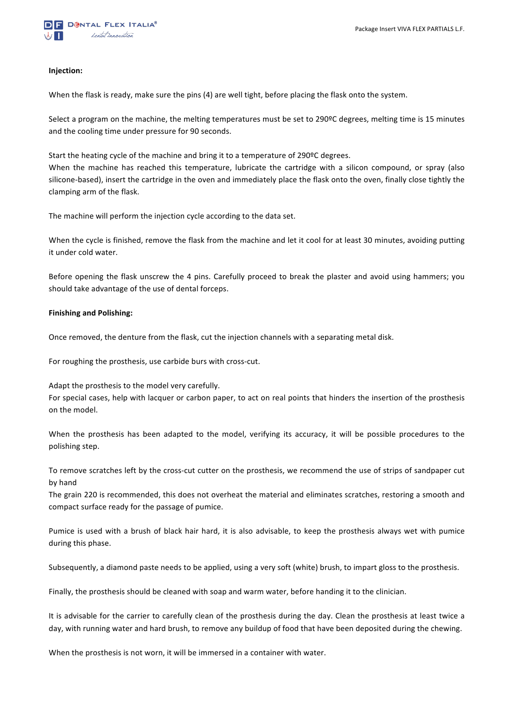**Injection:**

When the flask is ready, make sure the pins (4) are well tight, before placing the flask onto the system.

Select a program on the machine, the melting temperatures must be set to 290ºC degrees, melting time is 15 minutes and the cooling time under pressure for 90 seconds.

Start the heating cycle of the machine and bring it to a temperature of 290ºC degrees.
When the machine has reached this temperature, lubricate the cartridge with a silicon compound, or spray (also silicone-based), insert the cartridge in the oven and immediately place the flask onto the oven, finally close tightly the clamping arm of the flask.

The machine will perform the injection cycle according to the data set.

When the cycle is finished, remove the flask from the machine and let it cool for at least 30 minutes, avoiding putting it under cold water.

Before opening the flask unscrew the 4 pins. Carefully proceed to break the plaster and avoid using hammers; you should take advantage of the use of dental forceps.

**Finishing and Polishing:**

Once removed, the denture from the flask, cut the injection channels with a separating metal disk.

For roughing the prosthesis, use carbide burs with cross-cut.

Adapt the prosthesis to the model very carefully.
For special cases, help with lacquer or carbon paper, to act on real points that hinders the insertion of the prosthesis on the model.

When the prosthesis has been adapted to the model, verifying its accuracy, it will be possible procedures to the polishing step.

To remove scratches left by the cross-cut cutter on the prosthesis, we recommend the use of strips of sandpaper cut by hand
The grain 220 is recommended, this does not overheat the material and eliminates scratches, restoring a smooth and compact surface ready for the passage of pumice.

Pumice is used with a brush of black hair hard, it is also advisable, to keep the prosthesis always wet with pumice during this phase.

Subsequently, a diamond paste needs to be applied, using a very soft (white) brush, to impart gloss to the prosthesis.

Finally, the prosthesis should be cleaned with soap and warm water, before handing it to the clinician.

It is advisable for the carrier to carefully clean of the prosthesis during the day. Clean the prosthesis at least twice a day, with running water and hard brush, to remove any buildup of food that have been deposited during the chewing.

When the prosthesis is not worn, it will be immersed in a container with water.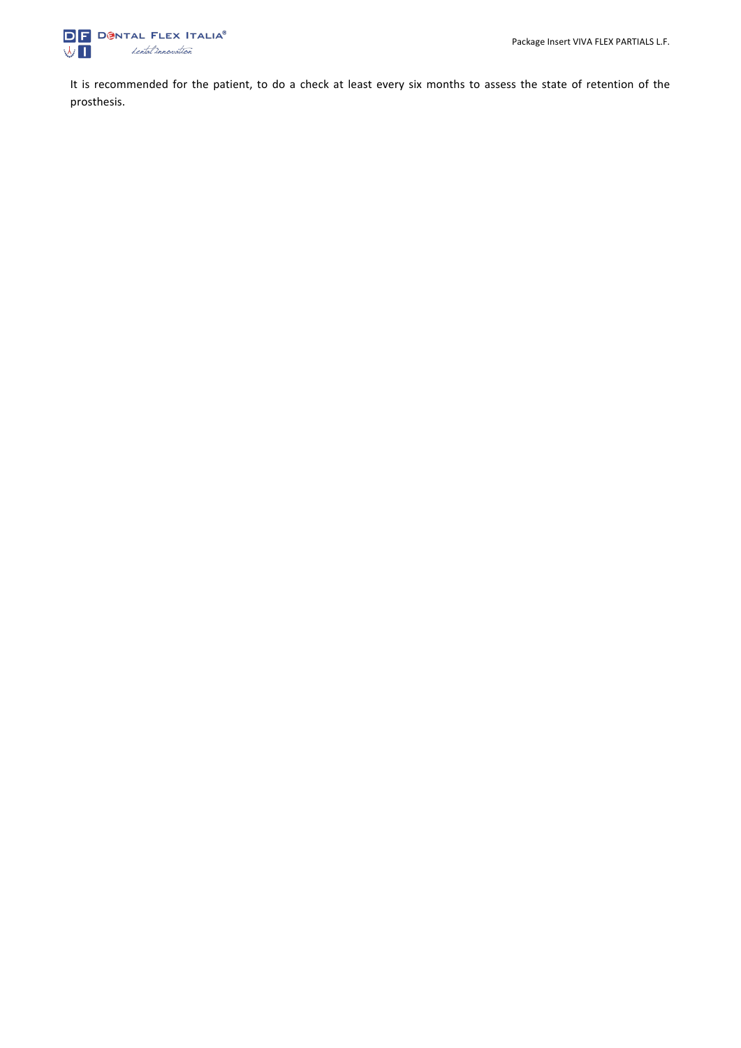It is recommended for the patient, to do a check at least every six months to assess the state of retention of the prosthesis.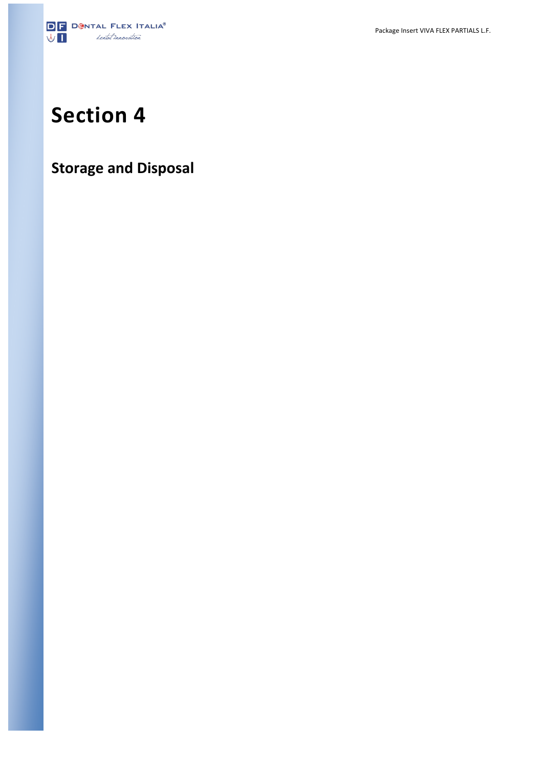# Section 4

## Storage and Disposal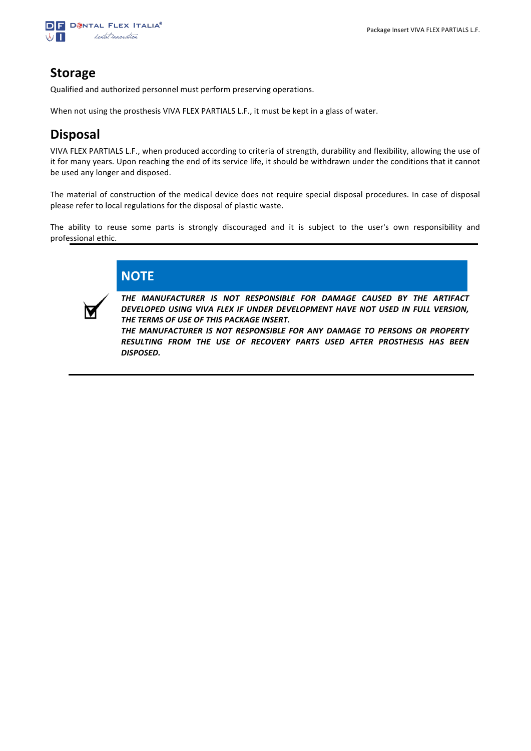## Storage

Qualified and authorized personnel must perform preserving operations.

When not using the prosthesis VIVA FLEX PARTIALS L.F., it must be kept in a glass of water.

## Disposal

VIVA FLEX PARTIALS L.F., when produced according to criteria of strength, durability and flexibility, allowing the use of it for many years. Upon reaching the end of its service life, it should be withdrawn under the conditions that it cannot be used any longer and disposed.

The material of construction of the medical device does not require special disposal procedures. In case of disposal please refer to local regulations for the disposal of plastic waste.

The ability to reuse some parts is strongly discouraged and it is subject to the user's own responsibility and professional ethic.

---

### NOTE

***THE MANUFACTURER IS NOT RESPONSIBLE FOR DAMAGE CAUSED BY THE ARTIFACT DEVELOPED USING VIVA FLEX IF UNDER DEVELOPMENT HAVE NOT USED IN FULL VERSION, THE TERMS OF USE OF THIS PACKAGE INSERT.***

***THE MANUFACTURER IS NOT RESPONSIBLE FOR ANY DAMAGE TO PERSONS OR PROPERTY RESULTING FROM THE USE OF RECOVERY PARTS USED AFTER PROSTHESIS HAS BEEN DISPOSED.***

---